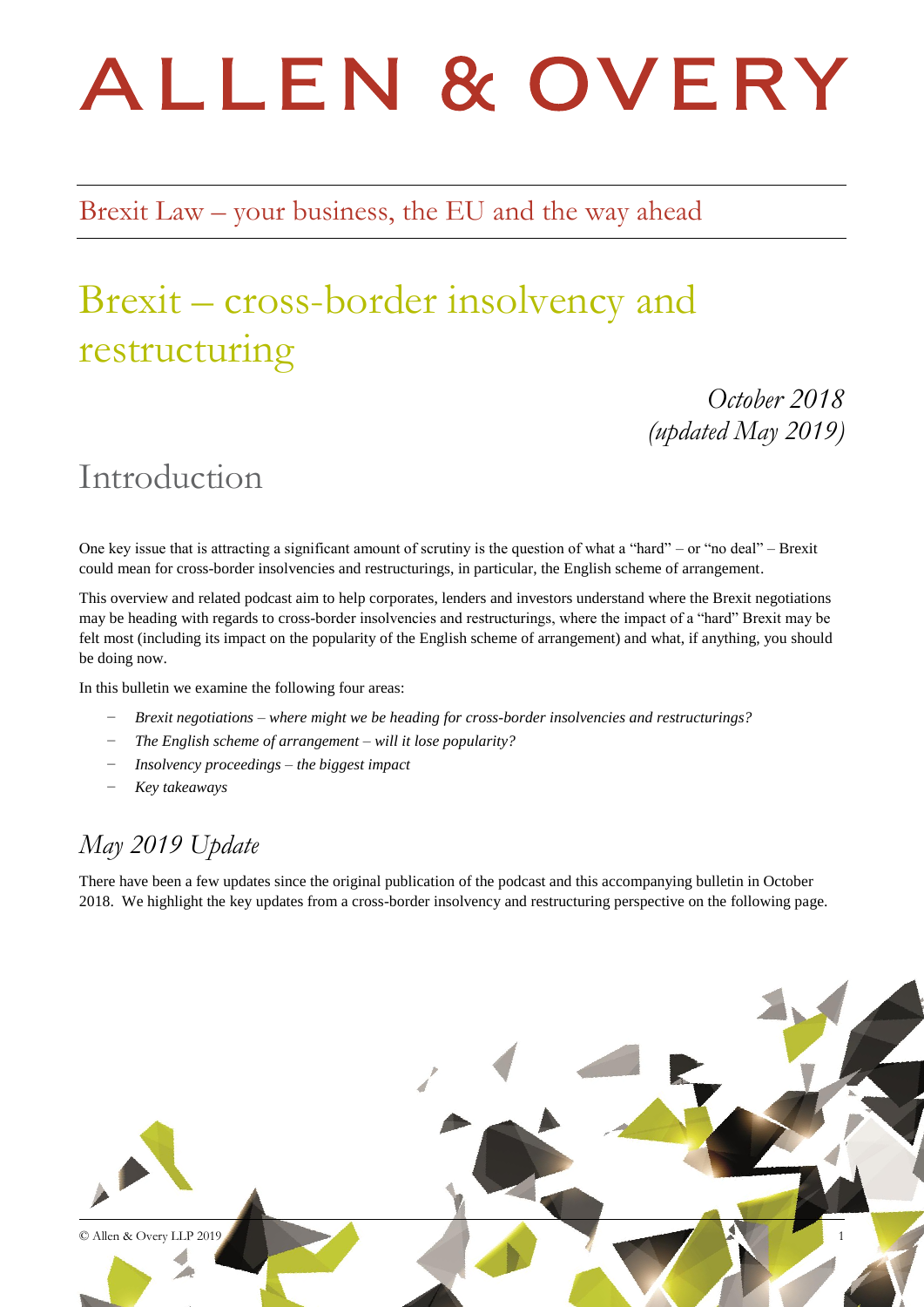# ALLEN & OVERY

## Brexit Law – your business, the EU and the way ahead

# Brexit – cross-border insolvency and restructuring

*October 2018*
*(updated May 2019)*

## Introduction

One key issue that is attracting a significant amount of scrutiny is the question of what a "hard" – or "no deal" – Brexit could mean for cross-border insolvencies and restructurings, in particular, the English scheme of arrangement.

This overview and related podcast aim to help corporates, lenders and investors understand where the Brexit negotiations may be heading with regards to cross-border insolvencies and restructurings, where the impact of a "hard" Brexit may be felt most (including its impact on the popularity of the English scheme of arrangement) and what, if anything, you should be doing now.

In this bulletin we examine the following four areas:

- *Brexit negotiations – where might we be heading for cross-border insolvencies and restructurings?*
- *The English scheme of arrangement – will it lose popularity?*
- *Insolvency proceedings – the biggest impact*
- *Key takeaways*

### *May 2019 Update*

There have been a few updates since the original publication of the podcast and this accompanying bulletin in October 2018. We highlight the key updates from a cross-border insolvency and restructuring perspective on the following page.

© Allen & Overy LLP 2019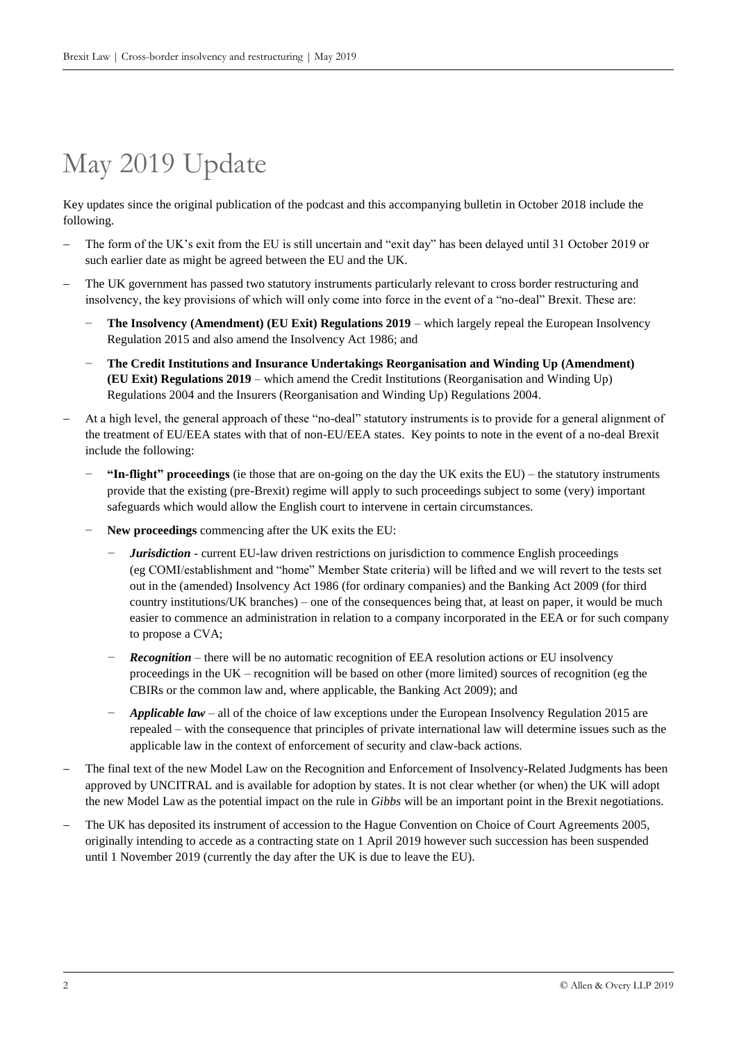# May 2019 Update

Key updates since the original publication of the podcast and this accompanying bulletin in October 2018 include the following.

- The form of the UK's exit from the EU is still uncertain and "exit day" has been delayed until 31 October 2019 or such earlier date as might be agreed between the EU and the UK.
- The UK government has passed two statutory instruments particularly relevant to cross border restructuring and insolvency, the key provisions of which will only come into force in the event of a "no-deal" Brexit. These are:
  - **The Insolvency (Amendment) (EU Exit) Regulations 2019** – which largely repeal the European Insolvency Regulation 2015 and also amend the Insolvency Act 1986; and
  - **The Credit Institutions and Insurance Undertakings Reorganisation and Winding Up (Amendment) (EU Exit) Regulations 2019** – which amend the Credit Institutions (Reorganisation and Winding Up) Regulations 2004 and the Insurers (Reorganisation and Winding Up) Regulations 2004.
- At a high level, the general approach of these "no-deal" statutory instruments is to provide for a general alignment of the treatment of EU/EEA states with that of non-EU/EEA states. Key points to note in the event of a no-deal Brexit include the following:
  - **"In-flight" proceedings** (ie those that are on-going on the day the UK exits the EU) – the statutory instruments provide that the existing (pre-Brexit) regime will apply to such proceedings subject to some (very) important safeguards which would allow the English court to intervene in certain circumstances.
  - **New proceedings** commencing after the UK exits the EU:
    - ***Jurisdiction*** - current EU-law driven restrictions on jurisdiction to commence English proceedings (eg COMI/establishment and "home" Member State criteria) will be lifted and we will revert to the tests set out in the (amended) Insolvency Act 1986 (for ordinary companies) and the Banking Act 2009 (for third country institutions/UK branches) – one of the consequences being that, at least on paper, it would be much easier to commence an administration in relation to a company incorporated in the EEA or for such company to propose a CVA;
    - ***Recognition*** – there will be no automatic recognition of EEA resolution actions or EU insolvency proceedings in the UK – recognition will be based on other (more limited) sources of recognition (eg the CBIRs or the common law and, where applicable, the Banking Act 2009); and
    - ***Applicable law*** – all of the choice of law exceptions under the European Insolvency Regulation 2015 are repealed – with the consequence that principles of private international law will determine issues such as the applicable law in the context of enforcement of security and claw-back actions.
- The final text of the new Model Law on the Recognition and Enforcement of Insolvency-Related Judgments has been approved by UNCITRAL and is available for adoption by states. It is not clear whether (or when) the UK will adopt the new Model Law as the potential impact on the rule in *Gibbs* will be an important point in the Brexit negotiations.
- The UK has deposited its instrument of accession to the Hague Convention on Choice of Court Agreements 2005, originally intending to accede as a contracting state on 1 April 2019 however such succession has been suspended until 1 November 2019 (currently the day after the UK is due to leave the EU).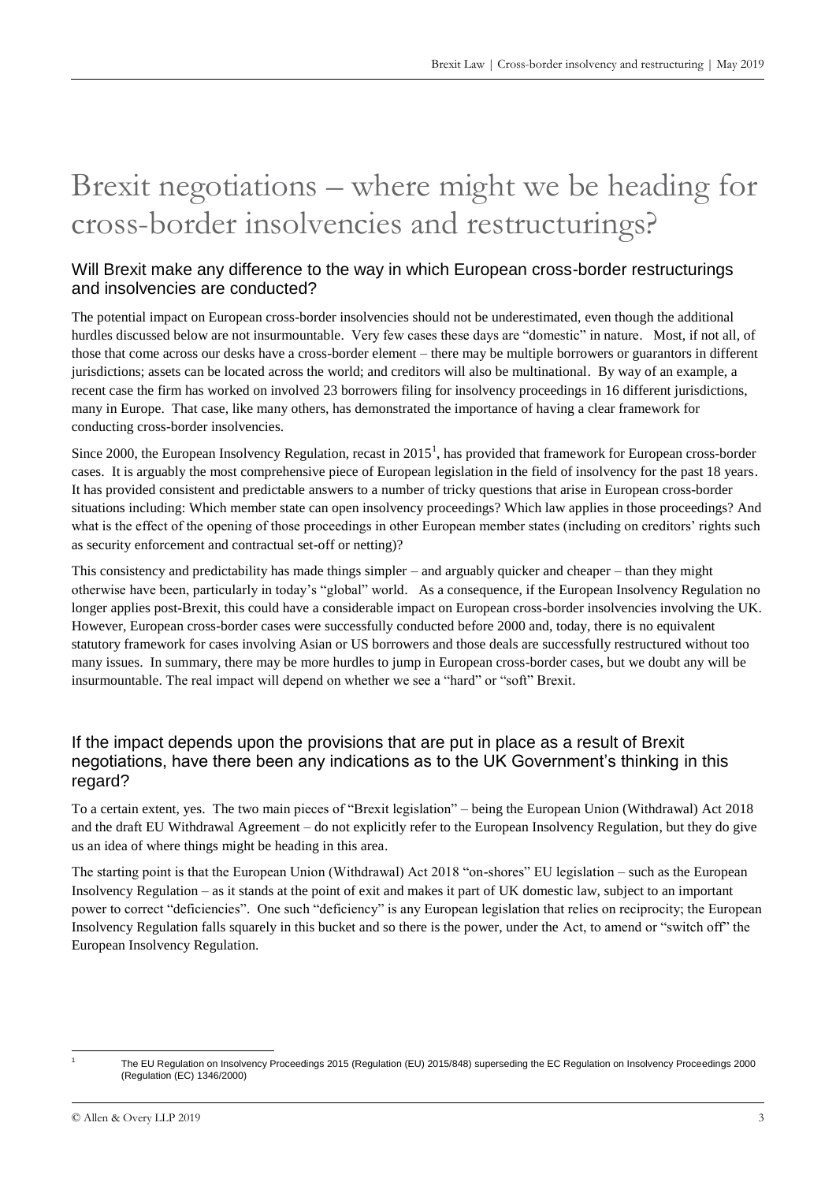# Brexit negotiations – where might we be heading for cross-border insolvencies and restructurings?

## Will Brexit make any difference to the way in which European cross-border restructurings and insolvencies are conducted?

The potential impact on European cross-border insolvencies should not be underestimated, even though the additional hurdles discussed below are not insurmountable. Very few cases these days are "domestic" in nature. Most, if not all, of those that come across our desks have a cross-border element – there may be multiple borrowers or guarantors in different jurisdictions; assets can be located across the world; and creditors will also be multinational. By way of an example, a recent case the firm has worked on involved 23 borrowers filing for insolvency proceedings in 16 different jurisdictions, many in Europe. That case, like many others, has demonstrated the importance of having a clear framework for conducting cross-border insolvencies.

Since 2000, the European Insolvency Regulation, recast in 2015[1], has provided that framework for European cross-border cases. It is arguably the most comprehensive piece of European legislation in the field of insolvency for the past 18 years. It has provided consistent and predictable answers to a number of tricky questions that arise in European cross-border situations including: Which member state can open insolvency proceedings? Which law applies in those proceedings? And what is the effect of the opening of those proceedings in other European member states (including on creditors' rights such as security enforcement and contractual set-off or netting)?

This consistency and predictability has made things simpler – and arguably quicker and cheaper – than they might otherwise have been, particularly in today's "global" world. As a consequence, if the European Insolvency Regulation no longer applies post-Brexit, this could have a considerable impact on European cross-border insolvencies involving the UK. However, European cross-border cases were successfully conducted before 2000 and, today, there is no equivalent statutory framework for cases involving Asian or US borrowers and those deals are successfully restructured without too many issues. In summary, there may be more hurdles to jump in European cross-border cases, but we doubt any will be insurmountable. The real impact will depend on whether we see a "hard" or "soft" Brexit.

## If the impact depends upon the provisions that are put in place as a result of Brexit negotiations, have there been any indications as to the UK Government's thinking in this regard?

To a certain extent, yes. The two main pieces of "Brexit legislation" – being the European Union (Withdrawal) Act 2018 and the draft EU Withdrawal Agreement – do not explicitly refer to the European Insolvency Regulation, but they do give us an idea of where things might be heading in this area.

The starting point is that the European Union (Withdrawal) Act 2018 "on-shores" EU legislation – such as the European Insolvency Regulation – as it stands at the point of exit and makes it part of UK domestic law, subject to an important power to correct "deficiencies". One such "deficiency" is any European legislation that relies on reciprocity; the European Insolvency Regulation falls squarely in this bucket and so there is the power, under the Act, to amend or "switch off" the European Insolvency Regulation.

---

[1] The EU Regulation on Insolvency Proceedings 2015 (Regulation (EU) 2015/848) superseding the EC Regulation on Insolvency Proceedings 2000 (Regulation (EC) 1346/2000)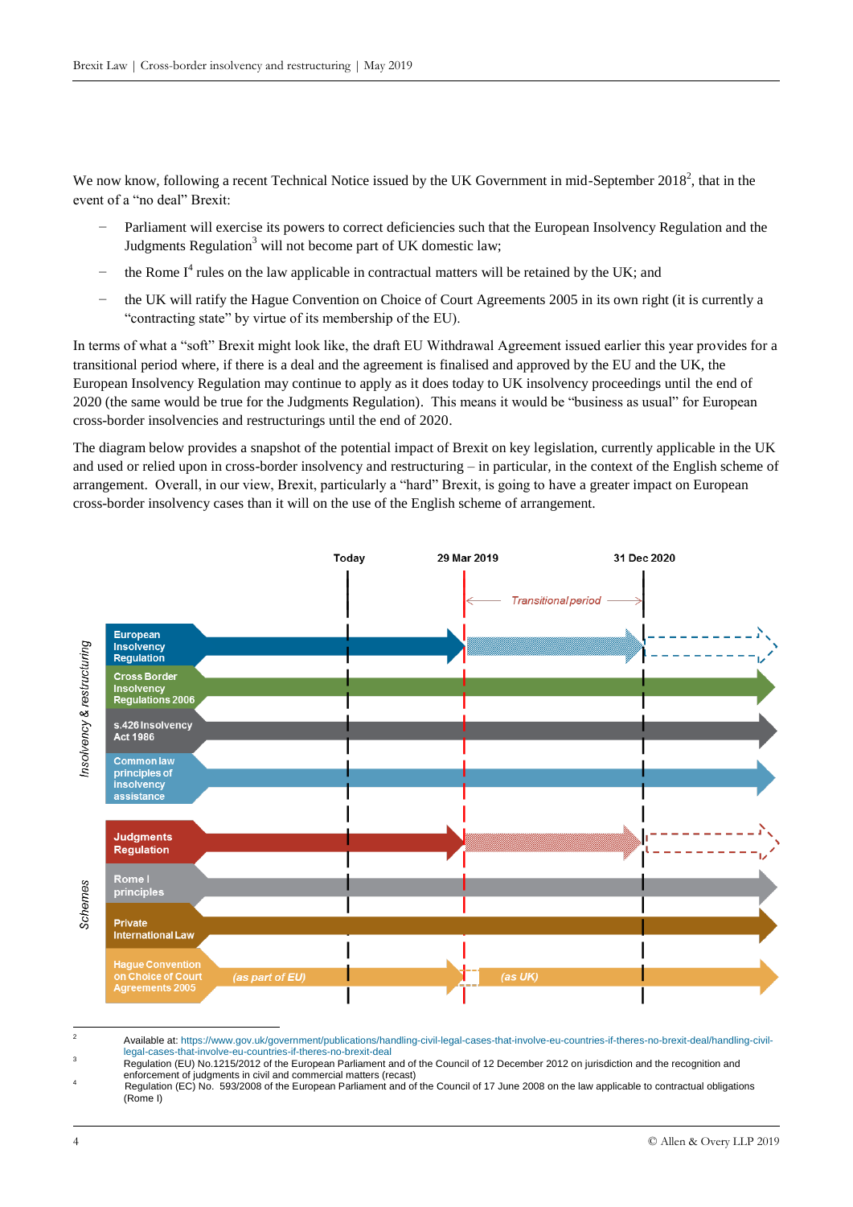We now know, following a recent Technical Notice issued by the UK Government in mid-September 2018[2], that in the event of a "no deal" Brexit:

- Parliament will exercise its powers to correct deficiencies such that the European Insolvency Regulation and the Judgments Regulation[3] will not become part of UK domestic law;
- the Rome I[4] rules on the law applicable in contractual matters will be retained by the UK; and
- the UK will ratify the Hague Convention on Choice of Court Agreements 2005 in its own right (it is currently a "contracting state" by virtue of its membership of the EU).

In terms of what a "soft" Brexit might look like, the draft EU Withdrawal Agreement issued earlier this year provides for a transitional period where, if there is a deal and the agreement is finalised and approved by the EU and the UK, the European Insolvency Regulation may continue to apply as it does today to UK insolvency proceedings until the end of 2020 (the same would be true for the Judgments Regulation). This means it would be "business as usual" for European cross-border insolvencies and restructurings until the end of 2020.

The diagram below provides a snapshot of the potential impact of Brexit on key legislation, currently applicable in the UK and used or relied upon in cross-border insolvency and restructuring – in particular, in the context of the English scheme of arrangement. Overall, in our view, Brexit, particularly a "hard" Brexit, is going to have a greater impact on European cross-border insolvency cases than it will on the use of the English scheme of arrangement.

Today | 29 Mar 2019 | 31 Dec 2020

*Transitional period*

*Insolvency & restructuring*

- European Insolvency Regulation
- Cross Border Insolvency Regulations 2006
- s.426 Insolvency Act 1986
- Common law principles of insolvency assistance

*Schemes*

- Judgments Regulation
- Rome I principles
- Private International Law
- Hague Convention on Choice of Court Agreements 2005 *(as part of EU)* *(as UK)*

---

[2] Available at: https://www.gov.uk/government/publications/handling-civil-legal-cases-that-involve-eu-countries-if-theres-no-brexit-deal/handling-civil-legal-cases-that-involve-eu-countries-if-theres-no-brexit-deal

[3] Regulation (EU) No.1215/2012 of the European Parliament and of the Council of 12 December 2012 on jurisdiction and the recognition and enforcement of judgments in civil and commercial matters (recast)

[4] Regulation (EC) No. 593/2008 of the European Parliament and of the Council of 17 June 2008 on the law applicable to contractual obligations (Rome I)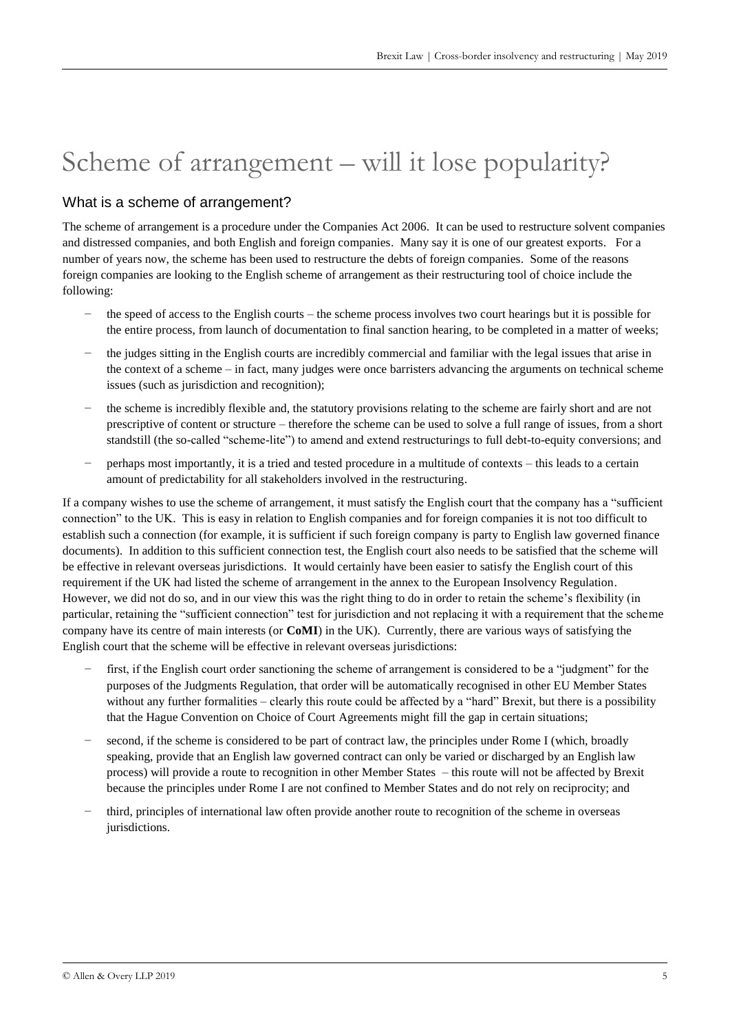# Scheme of arrangement – will it lose popularity?

## What is a scheme of arrangement?

The scheme of arrangement is a procedure under the Companies Act 2006. It can be used to restructure solvent companies and distressed companies, and both English and foreign companies. Many say it is one of our greatest exports. For a number of years now, the scheme has been used to restructure the debts of foreign companies. Some of the reasons foreign companies are looking to the English scheme of arrangement as their restructuring tool of choice include the following:

- the speed of access to the English courts – the scheme process involves two court hearings but it is possible for the entire process, from launch of documentation to final sanction hearing, to be completed in a matter of weeks;
- the judges sitting in the English courts are incredibly commercial and familiar with the legal issues that arise in the context of a scheme – in fact, many judges were once barristers advancing the arguments on technical scheme issues (such as jurisdiction and recognition);
- the scheme is incredibly flexible and, the statutory provisions relating to the scheme are fairly short and are not prescriptive of content or structure – therefore the scheme can be used to solve a full range of issues, from a short standstill (the so-called "scheme-lite") to amend and extend restructurings to full debt-to-equity conversions; and
- perhaps most importantly, it is a tried and tested procedure in a multitude of contexts – this leads to a certain amount of predictability for all stakeholders involved in the restructuring.

If a company wishes to use the scheme of arrangement, it must satisfy the English court that the company has a "sufficient connection" to the UK. This is easy in relation to English companies and for foreign companies it is not too difficult to establish such a connection (for example, it is sufficient if such foreign company is party to English law governed finance documents). In addition to this sufficient connection test, the English court also needs to be satisfied that the scheme will be effective in relevant overseas jurisdictions. It would certainly have been easier to satisfy the English court of this requirement if the UK had listed the scheme of arrangement in the annex to the European Insolvency Regulation. However, we did not do so, and in our view this was the right thing to do in order to retain the scheme's flexibility (in particular, retaining the "sufficient connection" test for jurisdiction and not replacing it with a requirement that the scheme company have its centre of main interests (or **CoMI**) in the UK). Currently, there are various ways of satisfying the English court that the scheme will be effective in relevant overseas jurisdictions:

- first, if the English court order sanctioning the scheme of arrangement is considered to be a "judgment" for the purposes of the Judgments Regulation, that order will be automatically recognised in other EU Member States without any further formalities – clearly this route could be affected by a "hard" Brexit, but there is a possibility that the Hague Convention on Choice of Court Agreements might fill the gap in certain situations;
- second, if the scheme is considered to be part of contract law, the principles under Rome I (which, broadly speaking, provide that an English law governed contract can only be varied or discharged by an English law process) will provide a route to recognition in other Member States – this route will not be affected by Brexit because the principles under Rome I are not confined to Member States and do not rely on reciprocity; and
- third, principles of international law often provide another route to recognition of the scheme in overseas jurisdictions.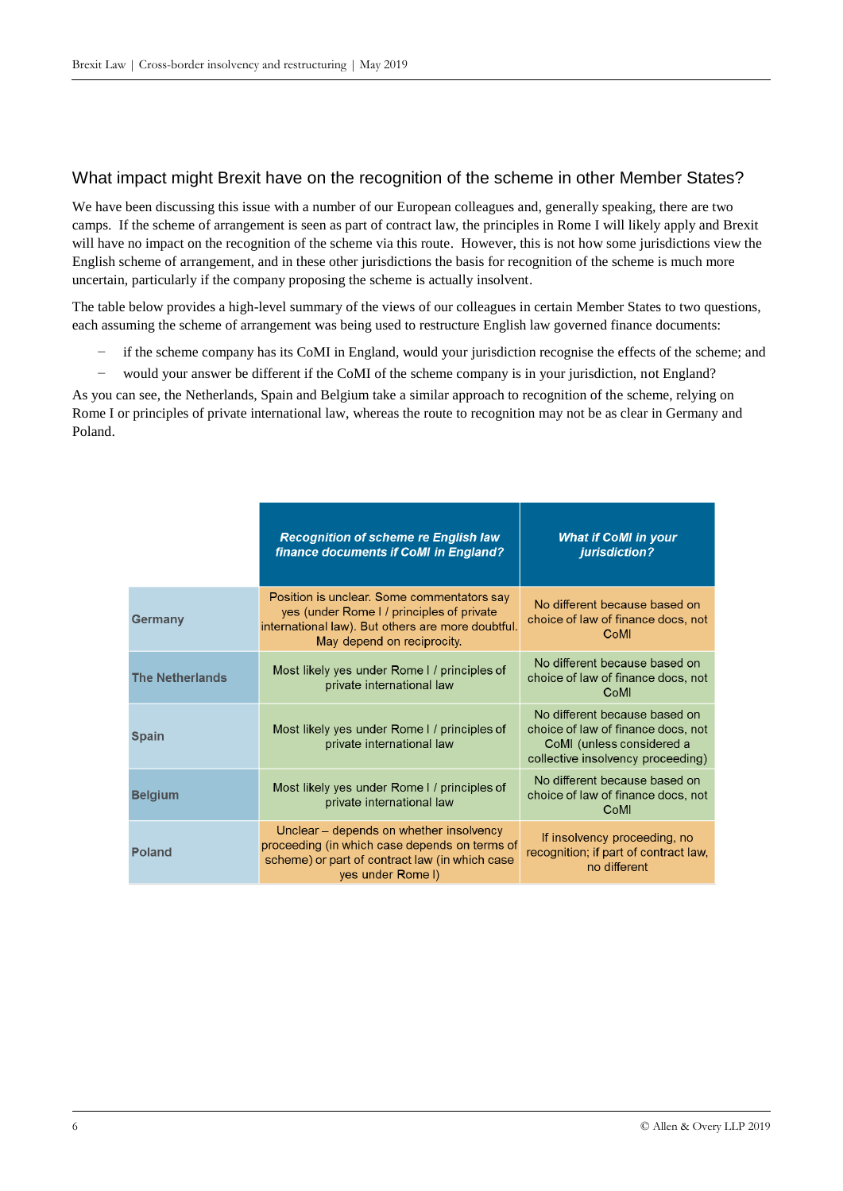## What impact might Brexit have on the recognition of the scheme in other Member States?

We have been discussing this issue with a number of our European colleagues and, generally speaking, there are two camps. If the scheme of arrangement is seen as part of contract law, the principles in Rome I will likely apply and Brexit will have no impact on the recognition of the scheme via this route. However, this is not how some jurisdictions view the English scheme of arrangement, and in these other jurisdictions the basis for recognition of the scheme is much more uncertain, particularly if the company proposing the scheme is actually insolvent.

The table below provides a high-level summary of the views of our colleagues in certain Member States to two questions, each assuming the scheme of arrangement was being used to restructure English law governed finance documents:

- if the scheme company has its CoMI in England, would your jurisdiction recognise the effects of the scheme; and
- would your answer be different if the CoMI of the scheme company is in your jurisdiction, not England?

As you can see, the Netherlands, Spain and Belgium take a similar approach to recognition of the scheme, relying on Rome I or principles of private international law, whereas the route to recognition may not be as clear in Germany and Poland.

| | ***Recognition of scheme re English law finance documents if CoMI in England?*** | ***What if CoMI in your jurisdiction?*** |
|---|---|---|
| **Germany** | Position is unclear. Some commentators say yes (under Rome I / principles of private international law). But others are more doubtful. May depend on reciprocity. | No different because based on choice of law of finance docs, not CoMI |
| **The Netherlands** | Most likely yes under Rome I / principles of private international law | No different because based on choice of law of finance docs, not CoMI |
| **Spain** | Most likely yes under Rome I / principles of private international law | No different because based on choice of law of finance docs, not CoMI (unless considered a collective insolvency proceeding) |
| **Belgium** | Most likely yes under Rome I / principles of private international law | No different because based on choice of law of finance docs, not CoMI |
| **Poland** | Unclear – depends on whether insolvency proceeding (in which case depends on terms of scheme) or part of contract law (in which case yes under Rome I) | If insolvency proceeding, no recognition; if part of contract law, no different |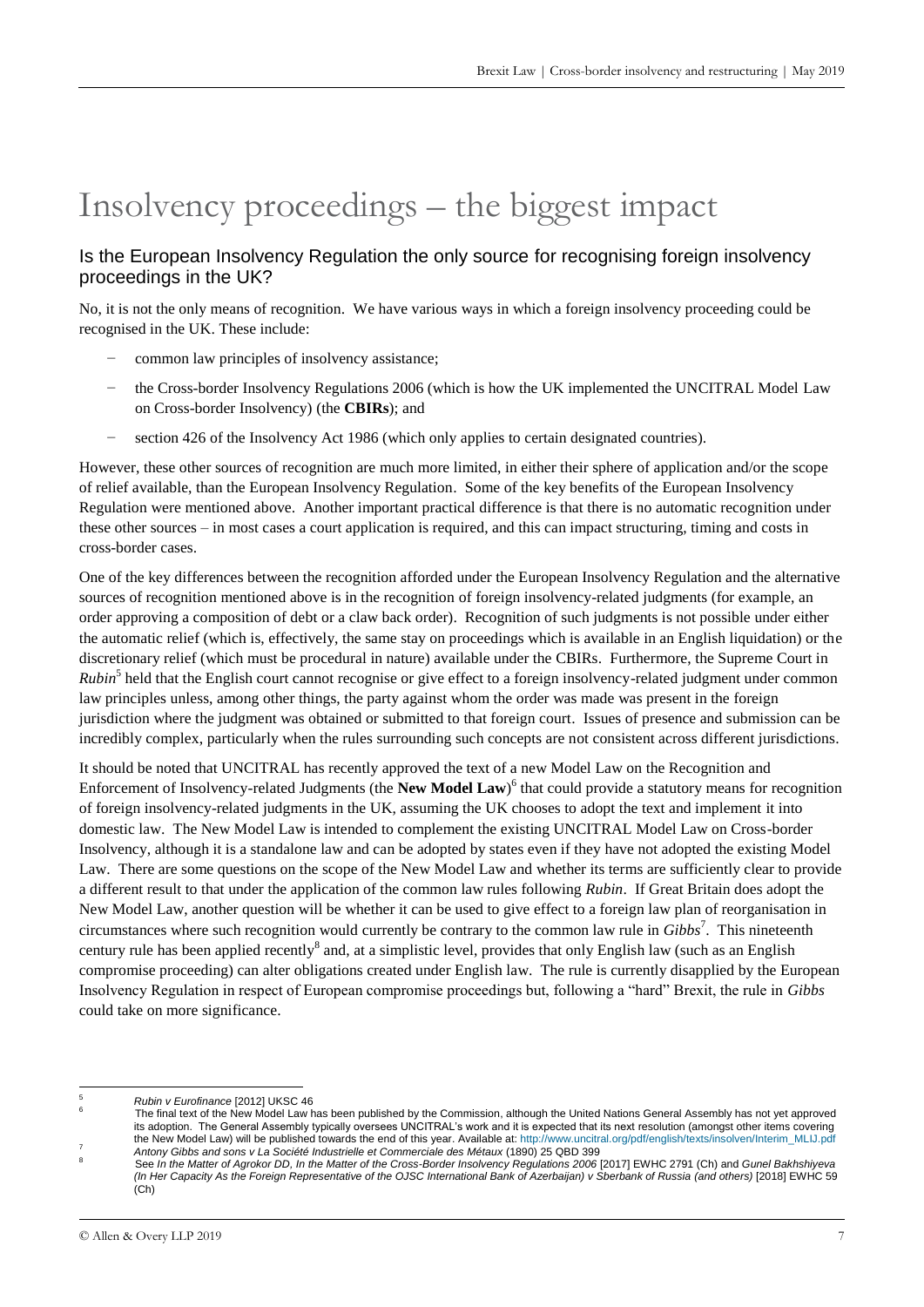# Insolvency proceedings – the biggest impact

## Is the European Insolvency Regulation the only source for recognising foreign insolvency proceedings in the UK?

No, it is not the only means of recognition. We have various ways in which a foreign insolvency proceeding could be recognised in the UK. These include:

- common law principles of insolvency assistance;
- the Cross-border Insolvency Regulations 2006 (which is how the UK implemented the UNCITRAL Model Law on Cross-border Insolvency) (the **CBIRs**); and
- section 426 of the Insolvency Act 1986 (which only applies to certain designated countries).

However, these other sources of recognition are much more limited, in either their sphere of application and/or the scope of relief available, than the European Insolvency Regulation. Some of the key benefits of the European Insolvency Regulation were mentioned above. Another important practical difference is that there is no automatic recognition under these other sources – in most cases a court application is required, and this can impact structuring, timing and costs in cross-border cases.

One of the key differences between the recognition afforded under the European Insolvency Regulation and the alternative sources of recognition mentioned above is in the recognition of foreign insolvency-related judgments (for example, an order approving a composition of debt or a claw back order). Recognition of such judgments is not possible under either the automatic relief (which is, effectively, the same stay on proceedings which is available in an English liquidation) or the discretionary relief (which must be procedural in nature) available under the CBIRs. Furthermore, the Supreme Court in ***Rubin***[5] held that the English court cannot recognise or give effect to a foreign insolvency-related judgment under common law principles unless, among other things, the party against whom the order was made was present in the foreign jurisdiction where the judgment was obtained or submitted to that foreign court. Issues of presence and submission can be incredibly complex, particularly when the rules surrounding such concepts are not consistent across different jurisdictions.

It should be noted that UNCITRAL has recently approved the text of a new Model Law on the Recognition and Enforcement of Insolvency-related Judgments (the **New Model Law**)[6] that could provide a statutory means for recognition of foreign insolvency-related judgments in the UK, assuming the UK chooses to adopt the text and implement it into domestic law. The New Model Law is intended to complement the existing UNCITRAL Model Law on Cross-border Insolvency, although it is a standalone law and can be adopted by states even if they have not adopted the existing Model Law. There are some questions on the scope of the New Model Law and whether its terms are sufficiently clear to provide a different result to that under the application of the common law rules following *Rubin*. If Great Britain does adopt the New Model Law, another question will be whether it can be used to give effect to a foreign law plan of reorganisation in circumstances where such recognition would currently be contrary to the common law rule in *Gibbs*[7]. This nineteenth century rule has been applied recently[8] and, at a simplistic level, provides that only English law (such as an English compromise proceeding) can alter obligations created under English law. The rule is currently disapplied by the European Insolvency Regulation in respect of European compromise proceedings but, following a "hard" Brexit, the rule in *Gibbs* could take on more significance.

---

[5] *Rubin v Eurofinance* [2012] UKSC 46

[6] The final text of the New Model Law has been published by the Commission, although the United Nations General Assembly has not yet approved its adoption. The General Assembly typically oversees UNCITRAL's work and it is expected that its next resolution (amongst other items covering the New Model Law) will be published towards the end of this year. Available at: http://www.uncitral.org/pdf/english/texts/insolven/Interim_MLIJ.pdf

[7] *Antony Gibbs and sons v La Société Industrielle et Commerciale des Métaux* (1890) 25 QBD 399

[8] See *In the Matter of Agrokor DD, In the Matter of the Cross-Border Insolvency Regulations 2006* [2017] EWHC 2791 (Ch) and *Gunel Bakhshiyeva (In Her Capacity As the Foreign Representative of the OJSC International Bank of Azerbaijan) v Sberbank of Russia (and others)* [2018] EWHC 59 (Ch)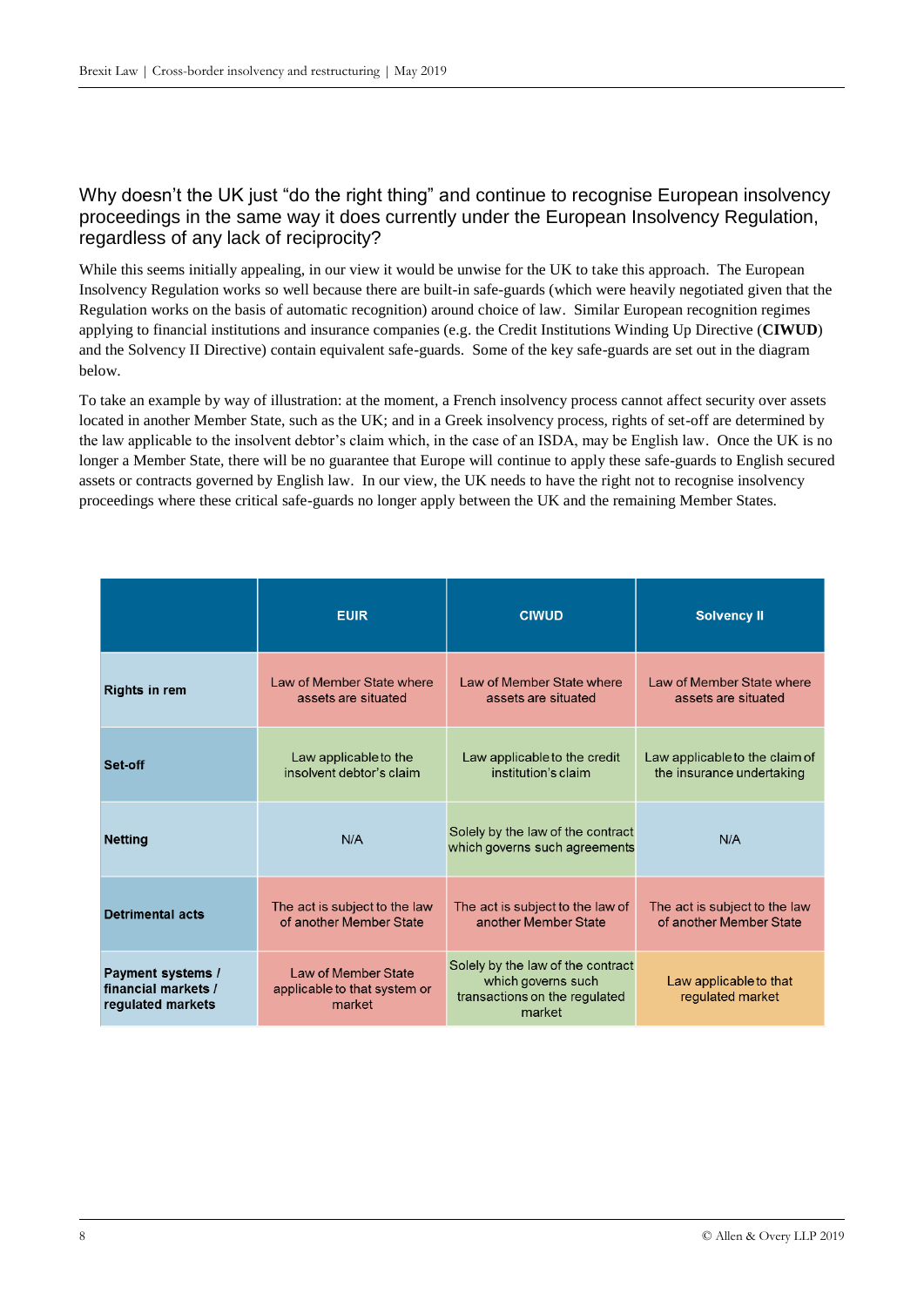## Why doesn't the UK just "do the right thing" and continue to recognise European insolvency proceedings in the same way it does currently under the European Insolvency Regulation, regardless of any lack of reciprocity?

While this seems initially appealing, in our view it would be unwise for the UK to take this approach. The European Insolvency Regulation works so well because there are built-in safe-guards (which were heavily negotiated given that the Regulation works on the basis of automatic recognition) around choice of law. Similar European recognition regimes applying to financial institutions and insurance companies (e.g. the Credit Institutions Winding Up Directive (**CIWUD**) and the Solvency II Directive) contain equivalent safe-guards. Some of the key safe-guards are set out in the diagram below.

To take an example by way of illustration: at the moment, a French insolvency process cannot affect security over assets located in another Member State, such as the UK; and in a Greek insolvency process, rights of set-off are determined by the law applicable to the insolvent debtor's claim which, in the case of an ISDA, may be English law. Once the UK is no longer a Member State, there will be no guarantee that Europe will continue to apply these safe-guards to English secured assets or contracts governed by English law. In our view, the UK needs to have the right not to recognise insolvency proceedings where these critical safe-guards no longer apply between the UK and the remaining Member States.

| | EUIR | CIWUD | Solvency II |
|---|---|---|---|
| **Rights in rem** | Law of Member State where assets are situated | Law of Member State where assets are situated | Law of Member State where assets are situated |
| **Set-off** | Law applicable to the insolvent debtor's claim | Law applicable to the credit institution's claim | Law applicable to the claim of the insurance undertaking |
| **Netting** | N/A | Solely by the law of the contract which governs such agreements | N/A |
| **Detrimental acts** | The act is subject to the law of another Member State | The act is subject to the law of another Member State | The act is subject to the law of another Member State |
| **Payment systems / financial markets / regulated markets** | Law of Member State applicable to that system or market | Solely by the law of the contract which governs such transactions on the regulated market | Law applicable to that regulated market |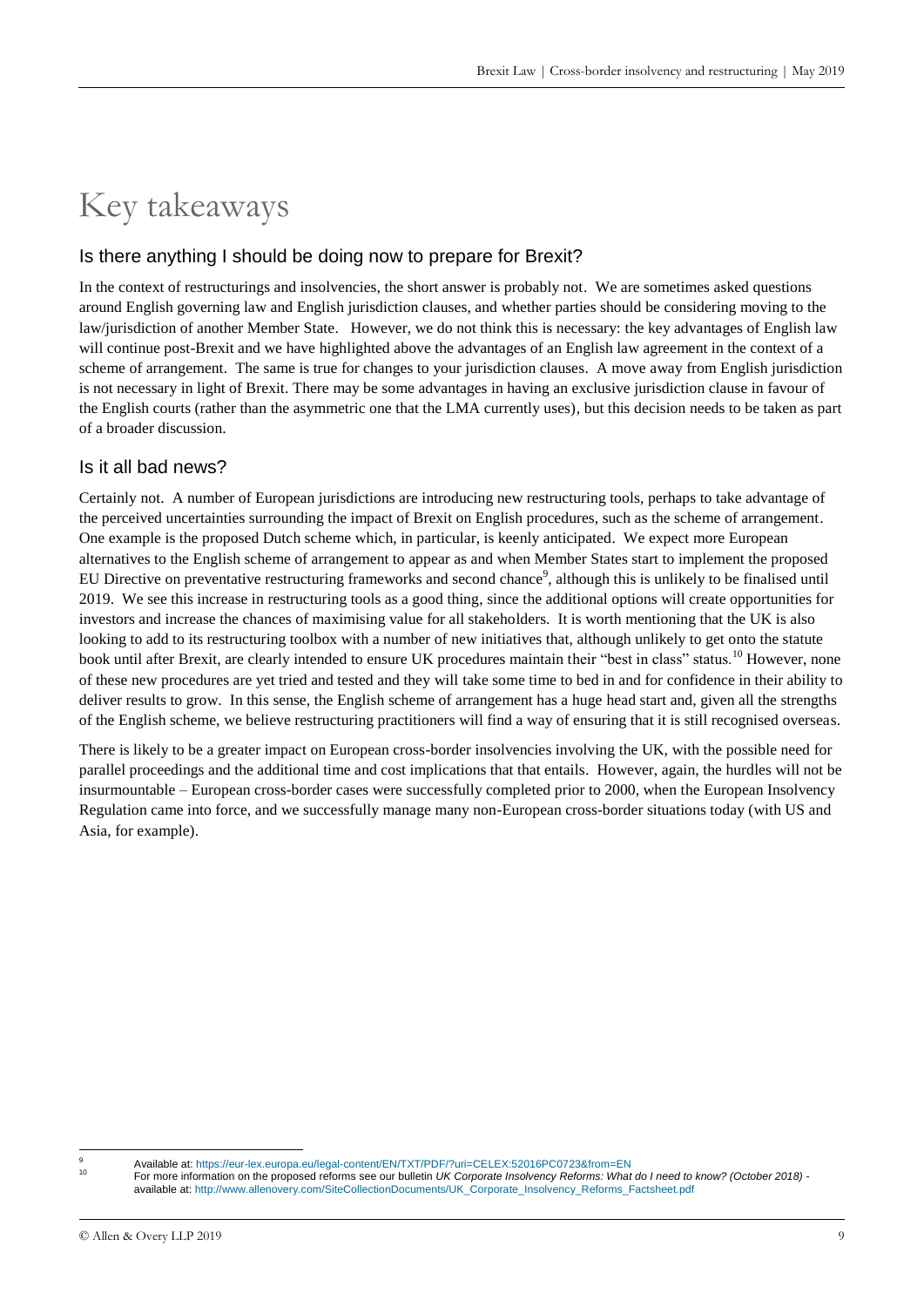# Key takeaways

## Is there anything I should be doing now to prepare for Brexit?

In the context of restructurings and insolvencies, the short answer is probably not. We are sometimes asked questions around English governing law and English jurisdiction clauses, and whether parties should be considering moving to the law/jurisdiction of another Member State. However, we do not think this is necessary: the key advantages of English law will continue post-Brexit and we have highlighted above the advantages of an English law agreement in the context of a scheme of arrangement. The same is true for changes to your jurisdiction clauses. A move away from English jurisdiction is not necessary in light of Brexit. There may be some advantages in having an exclusive jurisdiction clause in favour of the English courts (rather than the asymmetric one that the LMA currently uses), but this decision needs to be taken as part of a broader discussion.

## Is it all bad news?

Certainly not. A number of European jurisdictions are introducing new restructuring tools, perhaps to take advantage of the perceived uncertainties surrounding the impact of Brexit on English procedures, such as the scheme of arrangement. One example is the proposed Dutch scheme which, in particular, is keenly anticipated. We expect more European alternatives to the English scheme of arrangement to appear as and when Member States start to implement the proposed EU Directive on preventative restructuring frameworks and second chance[9], although this is unlikely to be finalised until 2019. We see this increase in restructuring tools as a good thing, since the additional options will create opportunities for investors and increase the chances of maximising value for all stakeholders. It is worth mentioning that the UK is also looking to add to its restructuring toolbox with a number of new initiatives that, although unlikely to get onto the statute book until after Brexit, are clearly intended to ensure UK procedures maintain their "best in class" status.[10] However, none of these new procedures are yet tried and tested and they will take some time to bed in and for confidence in their ability to deliver results to grow. In this sense, the English scheme of arrangement has a huge head start and, given all the strengths of the English scheme, we believe restructuring practitioners will find a way of ensuring that it is still recognised overseas.

There is likely to be a greater impact on European cross-border insolvencies involving the UK, with the possible need for parallel proceedings and the additional time and cost implications that that entails. However, again, the hurdles will not be insurmountable – European cross-border cases were successfully completed prior to 2000, when the European Insolvency Regulation came into force, and we successfully manage many non-European cross-border situations today (with US and Asia, for example).

---

[9] Available at: https://eur-lex.europa.eu/legal-content/EN/TXT/PDF/?uri=CELEX:52016PC0723&from=EN

[10] For more information on the proposed reforms see our bulletin *UK Corporate Insolvency Reforms: What do I need to know? (October 2018)* - available at: http://www.allenovery.com/SiteCollectionDocuments/UK_Corporate_Insolvency_Reforms_Factsheet.pdf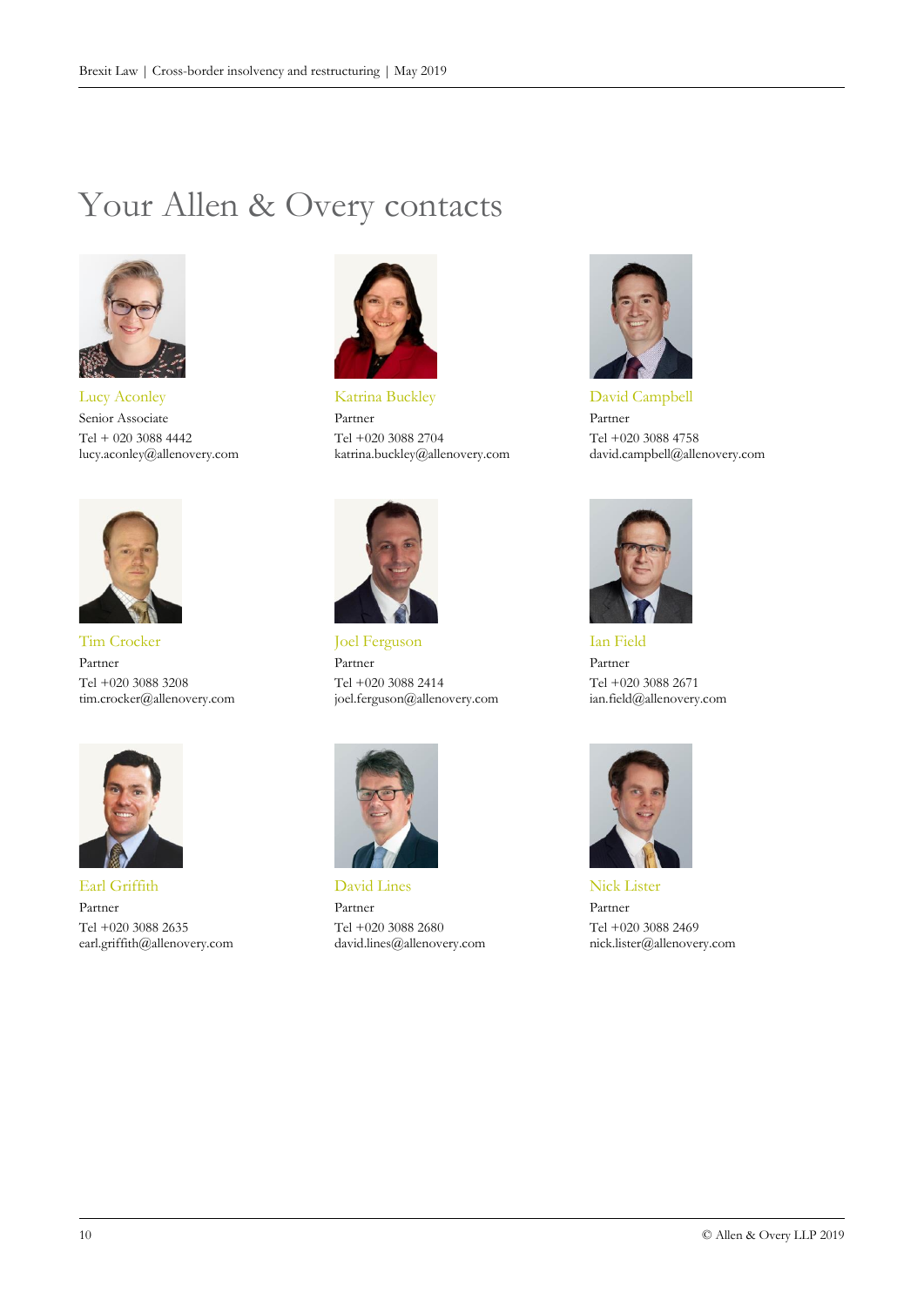# Your Allen & Overy contacts

Lucy Aconley
Senior Associate
Tel + 020 3088 4442
lucy.aconley@allenovery.com

Katrina Buckley
Partner
Tel +020 3088 2704
katrina.buckley@allenovery.com

David Campbell
Partner
Tel +020 3088 4758
david.campbell@allenovery.com

Tim Crocker
Partner
Tel +020 3088 3208
tim.crocker@allenovery.com

Joel Ferguson
Partner
Tel +020 3088 2414
joel.ferguson@allenovery.com

Ian Field
Partner
Tel +020 3088 2671
ian.field@allenovery.com

Earl Griffith
Partner
Tel +020 3088 2635
earl.griffith@allenovery.com

David Lines
Partner
Tel +020 3088 2680
david.lines@allenovery.com

Nick Lister
Partner
Tel +020 3088 2469
nick.lister@allenovery.com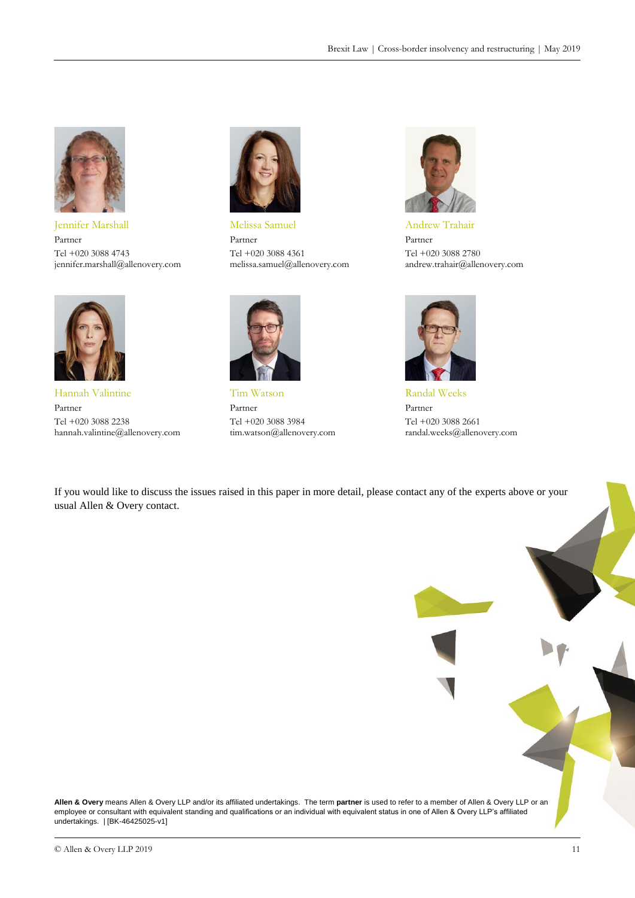Jennifer Marshall
Partner
Tel +020 3088 4743
jennifer.marshall@allenovery.com

Melissa Samuel
Partner
Tel +020 3088 4361
melissa.samuel@allenovery.com

Andrew Trahair
Partner
Tel +020 3088 2780
andrew.trahair@allenovery.com

Hannah Valintine
Partner
Tel +020 3088 2238
hannah.valintine@allenovery.com

Tim Watson
Partner
Tel +020 3088 3984
tim.watson@allenovery.com

Randal Weeks
Partner
Tel +020 3088 2661
randal.weeks@allenovery.com

If you would like to discuss the issues raised in this paper in more detail, please contact any of the experts above or your usual Allen & Overy contact.

**Allen & Overy** means Allen & Overy LLP and/or its affiliated undertakings. The term **partner** is used to refer to a member of Allen & Overy LLP or an employee or consultant with equivalent standing and qualifications or an individual with equivalent status in one of Allen & Overy LLP's affiliated undertakings. | [BK-46425025-v1]

© Allen & Overy LLP 2019